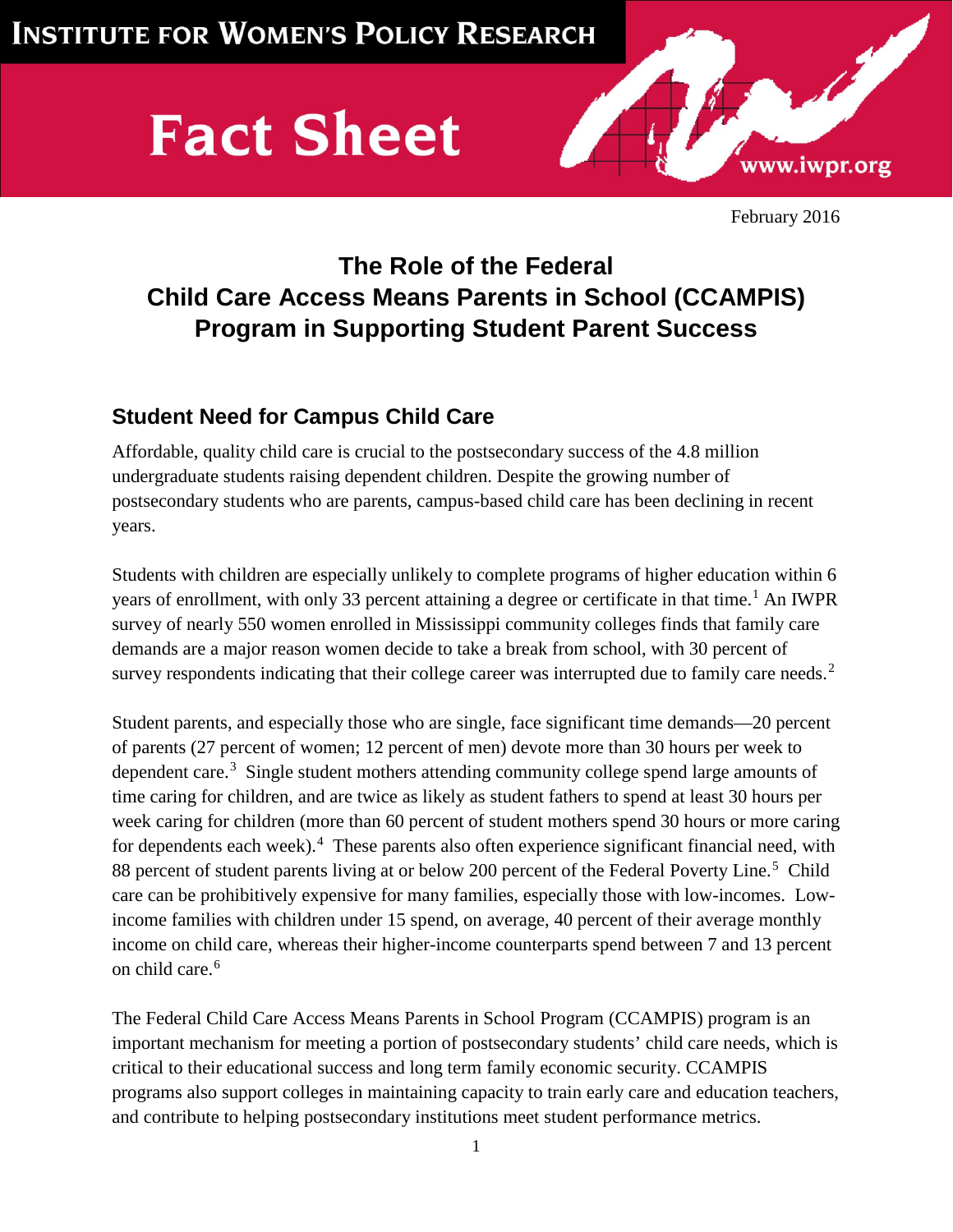# Institute for Women's Policy Research

# Fact Sheet

www.iwpr.org

February 2016

## The Role of the Federal Child Care Access Means Parents in School (CCAMPIS) Program in Supporting Student Parent Success

### Student Need for Campus Child Care

Affordable, quality child care is crucial to the postsecondary success of the 4.8 million undergraduate students raising dependent children. Despite the growing number of postsecondary students who are parents, campus-based child care has been declining in recent years.

Students with children are especially unlikely to complete programs of higher education within 6 years of enrollment, with only 33 percent attaining a degree or certificate in that time.[1] An IWPR survey of nearly 550 women enrolled in Mississippi community colleges finds that family care demands are a major reason women decide to take a break from school, with 30 percent of survey respondents indicating that their college career was interrupted due to family care needs.[2]

Student parents, and especially those who are single, face significant time demands—20 percent of parents (27 percent of women; 12 percent of men) devote more than 30 hours per week to dependent care.[3] Single student mothers attending community college spend large amounts of time caring for children, and are twice as likely as student fathers to spend at least 30 hours per week caring for children (more than 60 percent of student mothers spend 30 hours or more caring for dependents each week).[4] These parents also often experience significant financial need, with 88 percent of student parents living at or below 200 percent of the Federal Poverty Line.[5] Child care can be prohibitively expensive for many families, especially those with low-incomes. Low-income families with children under 15 spend, on average, 40 percent of their average monthly income on child care, whereas their higher-income counterparts spend between 7 and 13 percent on child care.[6]

The Federal Child Care Access Means Parents in School Program (CCAMPIS) program is an important mechanism for meeting a portion of postsecondary students' child care needs, which is critical to their educational success and long term family economic security. CCAMPIS programs also support colleges in maintaining capacity to train early care and education teachers, and contribute to helping postsecondary institutions meet student performance metrics.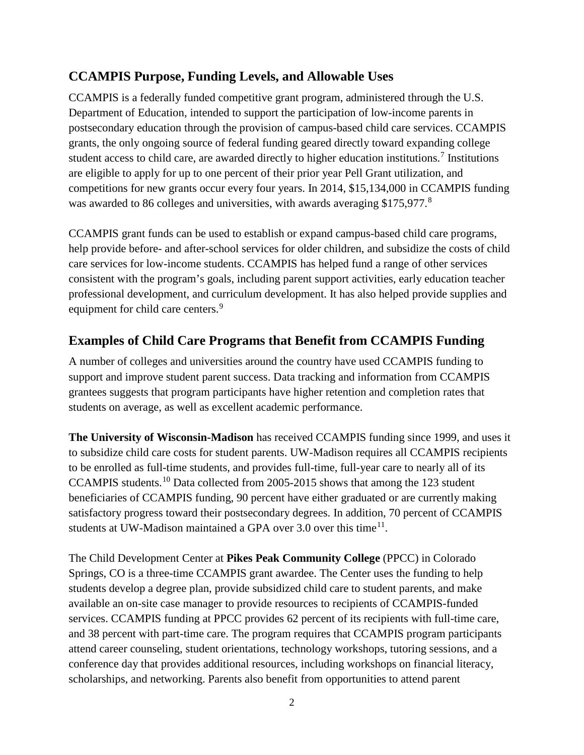## CCAMPIS Purpose, Funding Levels, and Allowable Uses

CCAMPIS is a federally funded competitive grant program, administered through the U.S. Department of Education, intended to support the participation of low-income parents in postsecondary education through the provision of campus-based child care services. CCAMPIS grants, the only ongoing source of federal funding geared directly toward expanding college student access to child care, are awarded directly to higher education institutions.[7] Institutions are eligible to apply for up to one percent of their prior year Pell Grant utilization, and competitions for new grants occur every four years. In 2014, $15,134,000 in CCAMPIS funding was awarded to 86 colleges and universities, with awards averaging $175,977.[8]

CCAMPIS grant funds can be used to establish or expand campus-based child care programs, help provide before- and after-school services for older children, and subsidize the costs of child care services for low-income students. CCAMPIS has helped fund a range of other services consistent with the program's goals, including parent support activities, early education teacher professional development, and curriculum development. It has also helped provide supplies and equipment for child care centers.[9]

## Examples of Child Care Programs that Benefit from CCAMPIS Funding

A number of colleges and universities around the country have used CCAMPIS funding to support and improve student parent success. Data tracking and information from CCAMPIS grantees suggests that program participants have higher retention and completion rates that students on average, as well as excellent academic performance.

**The University of Wisconsin-Madison** has received CCAMPIS funding since 1999, and uses it to subsidize child care costs for student parents. UW-Madison requires all CCAMPIS recipients to be enrolled as full-time students, and provides full-time, full-year care to nearly all of its CCAMPIS students.[10] Data collected from 2005-2015 shows that among the 123 student beneficiaries of CCAMPIS funding, 90 percent have either graduated or are currently making satisfactory progress toward their postsecondary degrees. In addition, 70 percent of CCAMPIS students at UW-Madison maintained a GPA over 3.0 over this time[11].

The Child Development Center at **Pikes Peak Community College** (PPCC) in Colorado Springs, CO is a three-time CCAMPIS grant awardee. The Center uses the funding to help students develop a degree plan, provide subsidized child care to student parents, and make available an on-site case manager to provide resources to recipients of CCAMPIS-funded services. CCAMPIS funding at PPCC provides 62 percent of its recipients with full-time care, and 38 percent with part-time care. The program requires that CCAMPIS program participants attend career counseling, student orientations, technology workshops, tutoring sessions, and a conference day that provides additional resources, including workshops on financial literacy, scholarships, and networking. Parents also benefit from opportunities to attend parent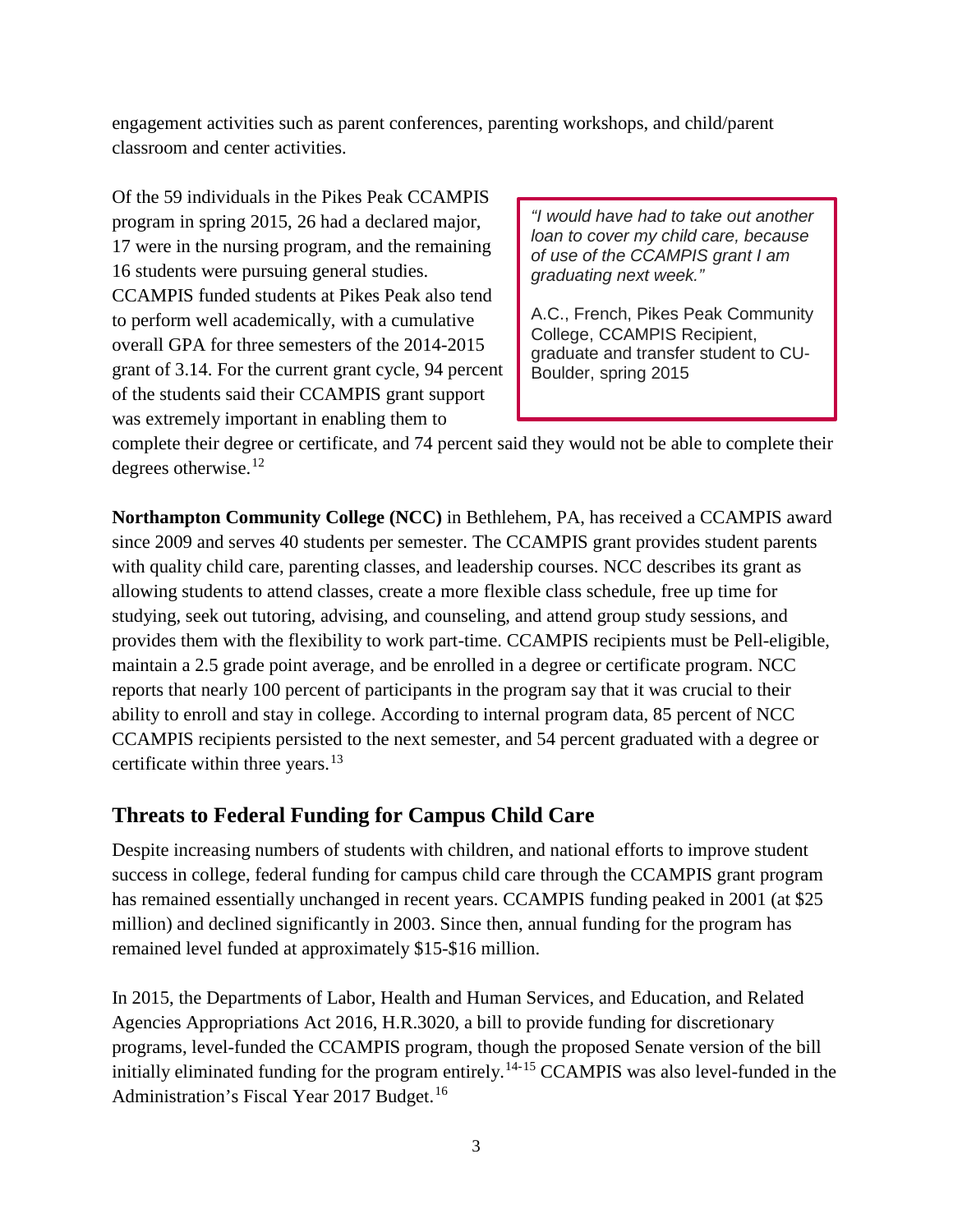engagement activities such as parent conferences, parenting workshops, and child/parent classroom and center activities.

Of the 59 individuals in the Pikes Peak CCAMPIS program in spring 2015, 26 had a declared major, 17 were in the nursing program, and the remaining 16 students were pursuing general studies. CCAMPIS funded students at Pikes Peak also tend to perform well academically, with a cumulative overall GPA for three semesters of the 2014-2015 grant of 3.14. For the current grant cycle, 94 percent of the students said their CCAMPIS grant support was extremely important in enabling them to complete their degree or certificate, and 74 percent said they would not be able to complete their degrees otherwise.[12]

> *"I would have had to take out another loan to cover my child care, because of use of the CCAMPIS grant I am graduating next week."*
>
> A.C., French, Pikes Peak Community College, CCAMPIS Recipient, graduate and transfer student to CU-Boulder, spring 2015

**Northampton Community College (NCC)** in Bethlehem, PA, has received a CCAMPIS award since 2009 and serves 40 students per semester. The CCAMPIS grant provides student parents with quality child care, parenting classes, and leadership courses. NCC describes its grant as allowing students to attend classes, create a more flexible class schedule, free up time for studying, seek out tutoring, advising, and counseling, and attend group study sessions, and provides them with the flexibility to work part-time. CCAMPIS recipients must be Pell-eligible, maintain a 2.5 grade point average, and be enrolled in a degree or certificate program. NCC reports that nearly 100 percent of participants in the program say that it was crucial to their ability to enroll and stay in college. According to internal program data, 85 percent of NCC CCAMPIS recipients persisted to the next semester, and 54 percent graduated with a degree or certificate within three years.[13]

## Threats to Federal Funding for Campus Child Care

Despite increasing numbers of students with children, and national efforts to improve student success in college, federal funding for campus child care through the CCAMPIS grant program has remained essentially unchanged in recent years. CCAMPIS funding peaked in 2001 (at $25 million) and declined significantly in 2003. Since then, annual funding for the program has remained level funded at approximately $15-$16 million.

In 2015, the Departments of Labor, Health and Human Services, and Education, and Related Agencies Appropriations Act 2016, H.R.3020, a bill to provide funding for discretionary programs, level-funded the CCAMPIS program, though the proposed Senate version of the bill initially eliminated funding for the program entirely.[14-15] CCAMPIS was also level-funded in the Administration's Fiscal Year 2017 Budget.[16]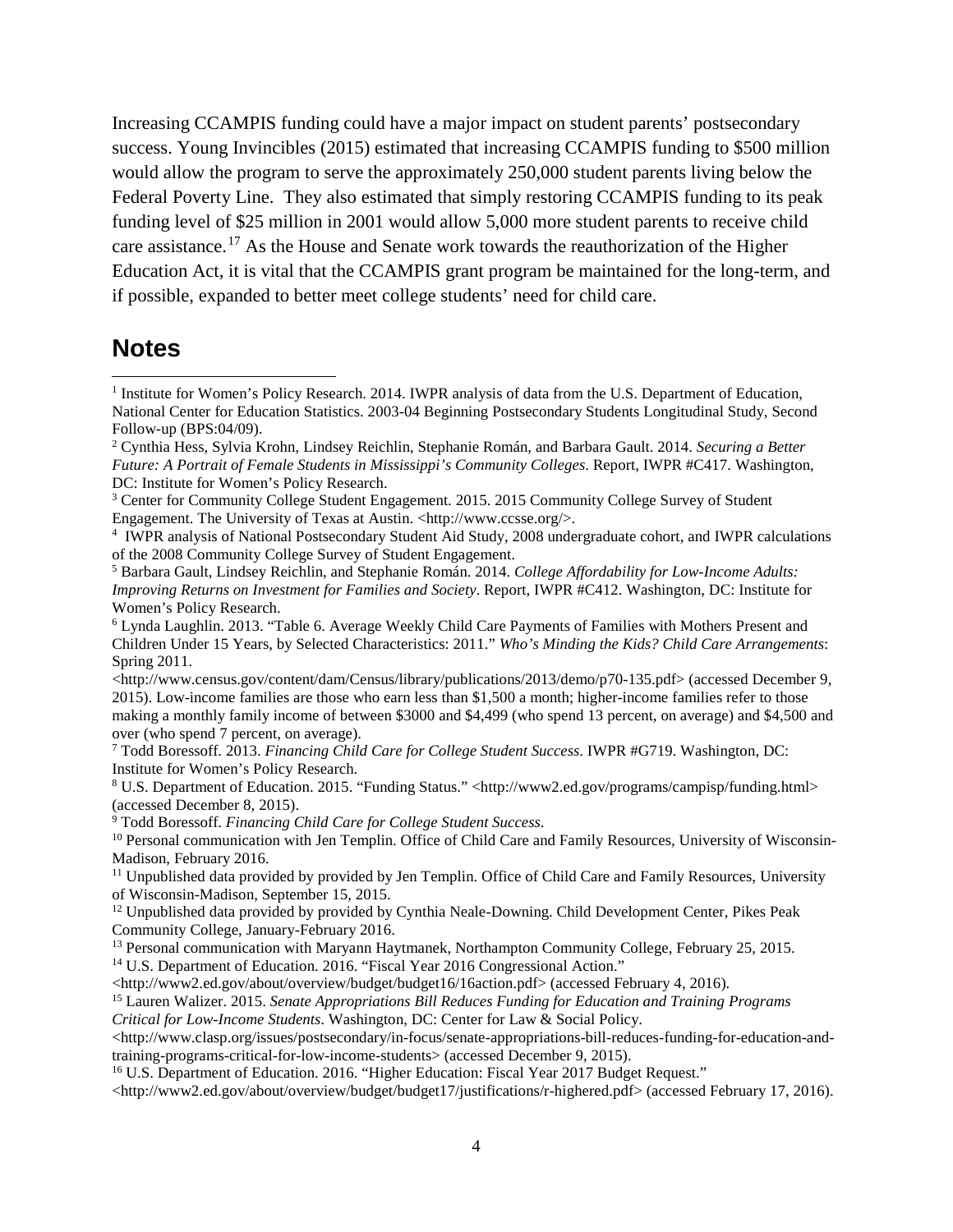Increasing CCAMPIS funding could have a major impact on student parents' postsecondary success. Young Invincibles (2015) estimated that increasing CCAMPIS funding to $500 million would allow the program to serve the approximately 250,000 student parents living below the Federal Poverty Line. They also estimated that simply restoring CCAMPIS funding to its peak funding level of $25 million in 2001 would allow 5,000 more student parents to receive child care assistance.[17] As the House and Senate work towards the reauthorization of the Higher Education Act, it is vital that the CCAMPIS grant program be maintained for the long-term, and if possible, expanded to better meet college students' need for child care.

## Notes

[1] Institute for Women's Policy Research. 2014. IWPR analysis of data from the U.S. Department of Education, National Center for Education Statistics. 2003-04 Beginning Postsecondary Students Longitudinal Study, Second Follow-up (BPS:04/09).

[2] Cynthia Hess, Sylvia Krohn, Lindsey Reichlin, Stephanie Román, and Barbara Gault. 2014. *Securing a Better Future: A Portrait of Female Students in Mississippi's Community Colleges*. Report, IWPR #C417. Washington, DC: Institute for Women's Policy Research.

[3] Center for Community College Student Engagement. 2015. 2015 Community College Survey of Student Engagement. The University of Texas at Austin. <http://www.ccsse.org/>.

[4] IWPR analysis of National Postsecondary Student Aid Study, 2008 undergraduate cohort, and IWPR calculations of the 2008 Community College Survey of Student Engagement.

[5] Barbara Gault, Lindsey Reichlin, and Stephanie Román. 2014. *College Affordability for Low-Income Adults: Improving Returns on Investment for Families and Society*. Report, IWPR #C412. Washington, DC: Institute for Women's Policy Research.

[6] Lynda Laughlin. 2013. "Table 6. Average Weekly Child Care Payments of Families with Mothers Present and Children Under 15 Years, by Selected Characteristics: 2011." *Who's Minding the Kids? Child Care Arrangements*: Spring 2011. <http://www.census.gov/content/dam/Census/library/publications/2013/demo/p70-135.pdf> (accessed December 9, 2015). Low-income families are those who earn less than $1,500 a month; higher-income families refer to those making a monthly family income of between $3000 and $4,499 (who spend 13 percent, on average) and $4,500 and over (who spend 7 percent, on average).

[7] Todd Boressoff. 2013. *Financing Child Care for College Student Success*. IWPR #G719. Washington, DC: Institute for Women's Policy Research.

[8] U.S. Department of Education. 2015. "Funding Status." <http://www2.ed.gov/programs/campisp/funding.html> (accessed December 8, 2015).

[9] Todd Boressoff. *Financing Child Care for College Student Success*.

[10] Personal communication with Jen Templin. Office of Child Care and Family Resources, University of Wisconsin-Madison, February 2016.

[11] Unpublished data provided by provided by Jen Templin. Office of Child Care and Family Resources, University of Wisconsin-Madison, September 15, 2015.

[12] Unpublished data provided by provided by Cynthia Neale-Downing. Child Development Center, Pikes Peak Community College, January-February 2016.

[13] Personal communication with Maryann Haytmanek, Northampton Community College, February 25, 2015.

[14] U.S. Department of Education. 2016. "Fiscal Year 2016 Congressional Action." <http://www2.ed.gov/about/overview/budget/budget16/16action.pdf> (accessed February 4, 2016).

[15] Lauren Walizer. 2015. *Senate Appropriations Bill Reduces Funding for Education and Training Programs Critical for Low-Income Students*. Washington, DC: Center for Law & Social Policy. <http://www.clasp.org/issues/postsecondary/in-focus/senate-appropriations-bill-reduces-funding-for-education-and-training-programs-critical-for-low-income-students> (accessed December 9, 2015).

[16] U.S. Department of Education. 2016. "Higher Education: Fiscal Year 2017 Budget Request." <http://www2.ed.gov/about/overview/budget/budget17/justifications/r-highered.pdf> (accessed February 17, 2016).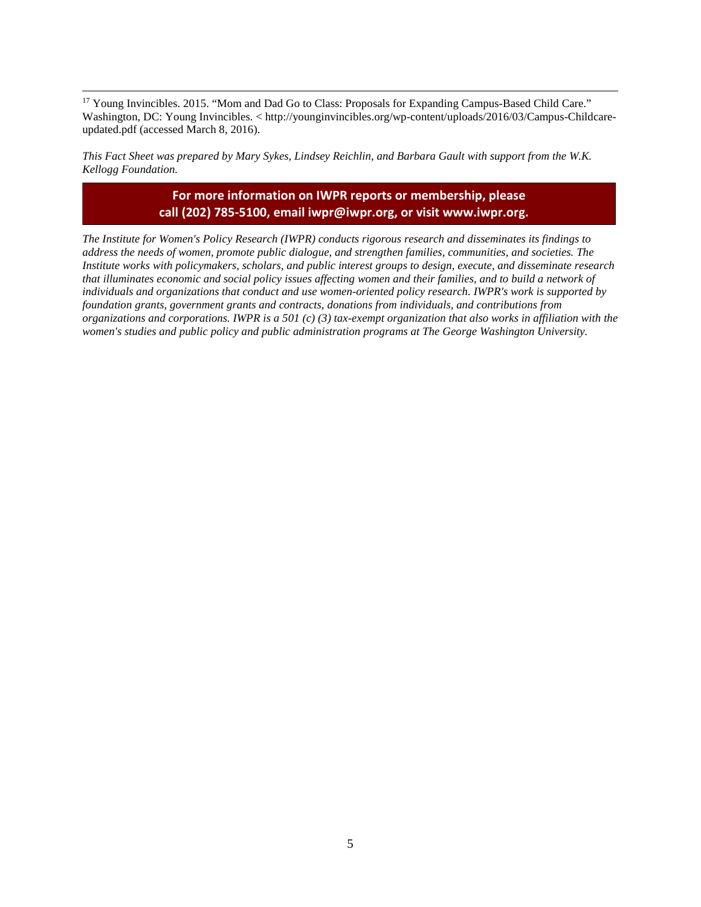[17] Young Invincibles. 2015. "Mom and Dad Go to Class: Proposals for Expanding Campus-Based Child Care." Washington, DC: Young Invincibles. < http://younginvincibles.org/wp-content/uploads/2016/03/Campus-Childcare-updated.pdf (accessed March 8, 2016).

*This Fact Sheet was prepared by Mary Sykes, Lindsey Reichlin, and Barbara Gault with support from the W.K. Kellogg Foundation.*

**For more information on IWPR reports or membership, please call (202) 785-5100, email iwpr@iwpr.org, or visit www.iwpr.org.**

*The Institute for Women's Policy Research (IWPR) conducts rigorous research and disseminates its findings to address the needs of women, promote public dialogue, and strengthen families, communities, and societies. The Institute works with policymakers, scholars, and public interest groups to design, execute, and disseminate research that illuminates economic and social policy issues affecting women and their families, and to build a network of individuals and organizations that conduct and use women-oriented policy research. IWPR's work is supported by foundation grants, government grants and contracts, donations from individuals, and contributions from organizations and corporations. IWPR is a 501 (c) (3) tax-exempt organization that also works in affiliation with the women's studies and public policy and public administration programs at The George Washington University.*